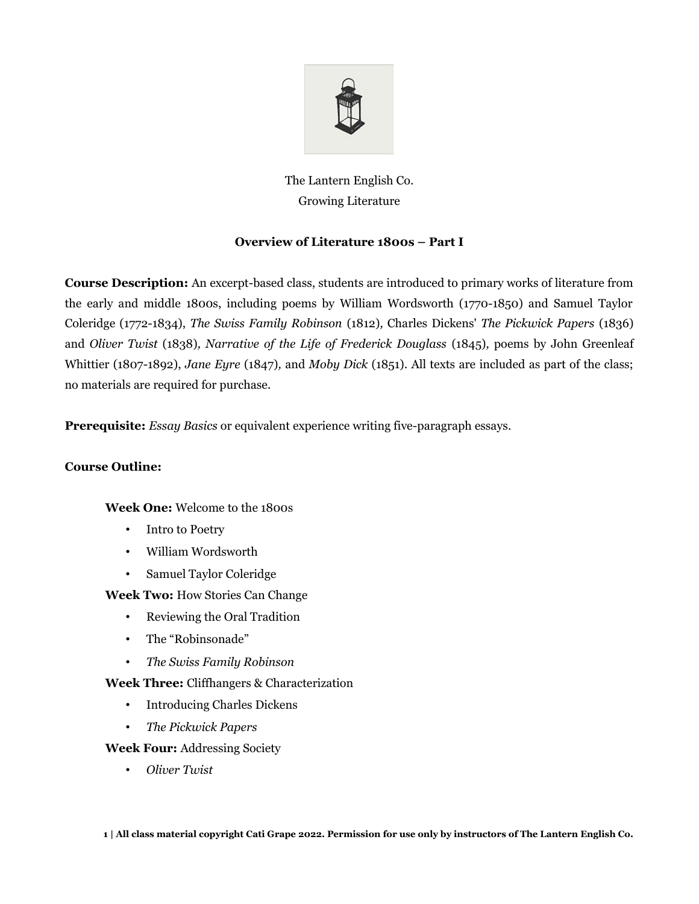The Lantern English Co.
Growing Literature

## Overview of Literature 1800s – Part I

**Course Description:** An excerpt-based class, students are introduced to primary works of literature from the early and middle 1800s, including poems by William Wordsworth (1770-1850) and Samuel Taylor Coleridge (1772-1834), *The Swiss Family Robinson* (1812), Charles Dickens' *The Pickwick Papers* (1836) and *Oliver Twist* (1838), *Narrative of the Life of Frederick Douglass* (1845), poems by John Greenleaf Whittier (1807-1892), *Jane Eyre* (1847), and *Moby Dick* (1851). All texts are included as part of the class; no materials are required for purchase.

**Prerequisite:** *Essay Basics* or equivalent experience writing five-paragraph essays.

**Course Outline:**

**Week One:** Welcome to the 1800s

- Intro to Poetry
- William Wordsworth
- Samuel Taylor Coleridge

**Week Two:** How Stories Can Change

- Reviewing the Oral Tradition
- The "Robinsonade"
- *The Swiss Family Robinson*

**Week Three:** Cliffhangers & Characterization

- Introducing Charles Dickens
- *The Pickwick Papers*

**Week Four:** Addressing Society

- *Oliver Twist*

**All class material copyright Cati Grape 2022. Permission for use only by instructors of The Lantern English Co.**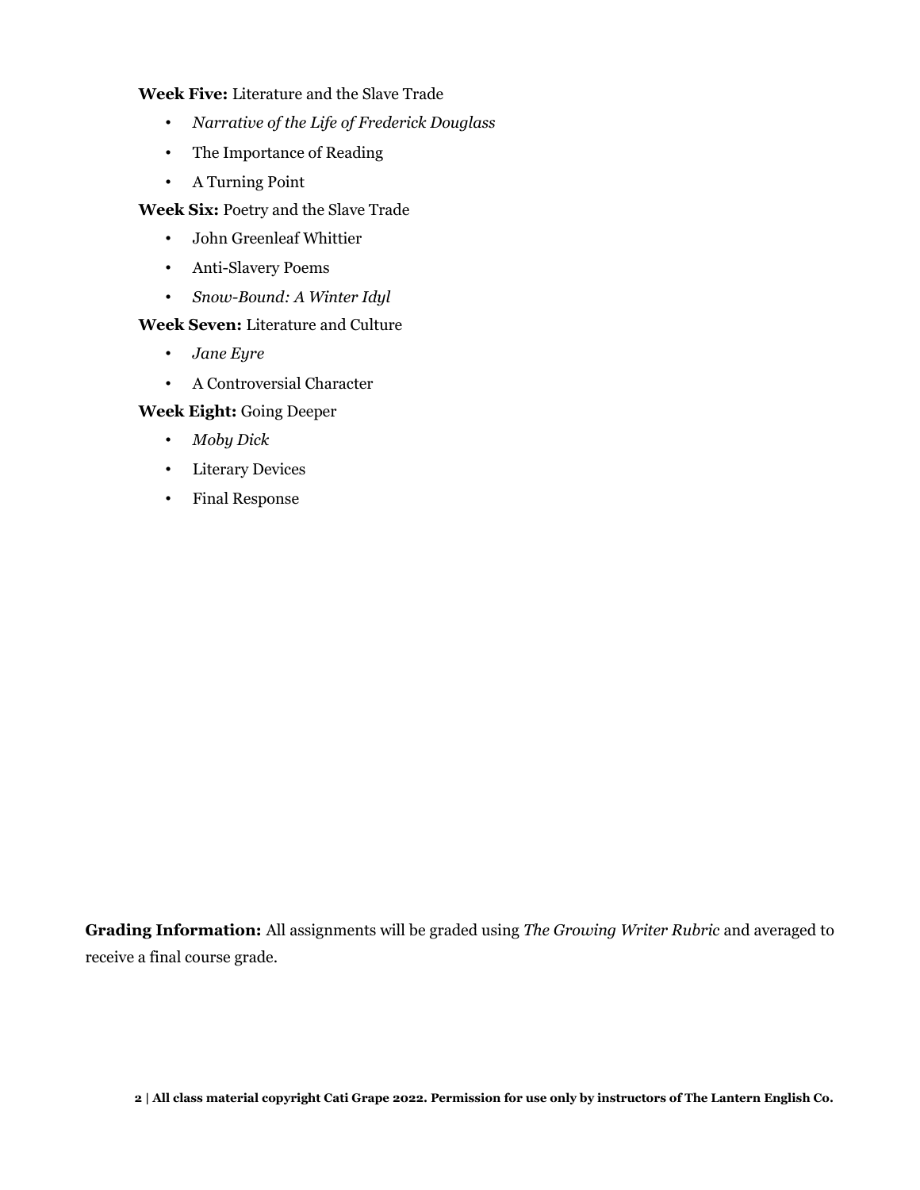**Week Five:** Literature and the Slave Trade

- *Narrative of the Life of Frederick Douglass*
- The Importance of Reading
- A Turning Point

**Week Six:** Poetry and the Slave Trade

- John Greenleaf Whittier
- Anti-Slavery Poems
- *Snow-Bound: A Winter Idyl*

**Week Seven:** Literature and Culture

- *Jane Eyre*
- A Controversial Character

**Week Eight:** Going Deeper

- *Moby Dick*
- Literary Devices
- Final Response

**Grading Information:** All assignments will be graded using *The Growing Writer Rubric* and averaged to receive a final course grade.

**All class material copyright Cati Grape 2022. Permission for use only by instructors of The Lantern English Co.**